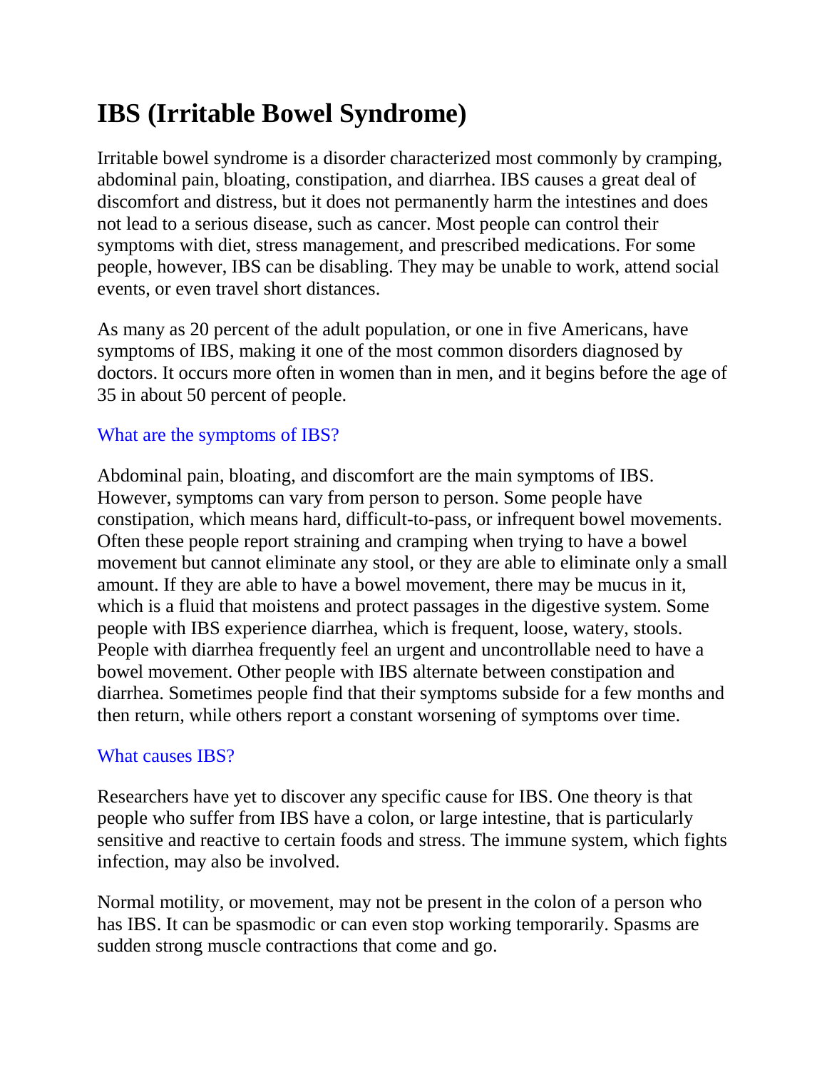# IBS (Irritable Bowel Syndrome)

Irritable bowel syndrome is a disorder characterized most commonly by cramping, abdominal pain, bloating, constipation, and diarrhea. IBS causes a great deal of discomfort and distress, but it does not permanently harm the intestines and does not lead to a serious disease, such as cancer. Most people can control their symptoms with diet, stress management, and prescribed medications. For some people, however, IBS can be disabling. They may be unable to work, attend social events, or even travel short distances.

As many as 20 percent of the adult population, or one in five Americans, have symptoms of IBS, making it one of the most common disorders diagnosed by doctors. It occurs more often in women than in men, and it begins before the age of 35 in about 50 percent of people.

## What are the symptoms of IBS?

Abdominal pain, bloating, and discomfort are the main symptoms of IBS. However, symptoms can vary from person to person. Some people have constipation, which means hard, difficult-to-pass, or infrequent bowel movements. Often these people report straining and cramping when trying to have a bowel movement but cannot eliminate any stool, or they are able to eliminate only a small amount. If they are able to have a bowel movement, there may be mucus in it, which is a fluid that moistens and protect passages in the digestive system. Some people with IBS experience diarrhea, which is frequent, loose, watery, stools. People with diarrhea frequently feel an urgent and uncontrollable need to have a bowel movement. Other people with IBS alternate between constipation and diarrhea. Sometimes people find that their symptoms subside for a few months and then return, while others report a constant worsening of symptoms over time.

## What causes IBS?

Researchers have yet to discover any specific cause for IBS. One theory is that people who suffer from IBS have a colon, or large intestine, that is particularly sensitive and reactive to certain foods and stress. The immune system, which fights infection, may also be involved.

Normal motility, or movement, may not be present in the colon of a person who has IBS. It can be spasmodic or can even stop working temporarily. Spasms are sudden strong muscle contractions that come and go.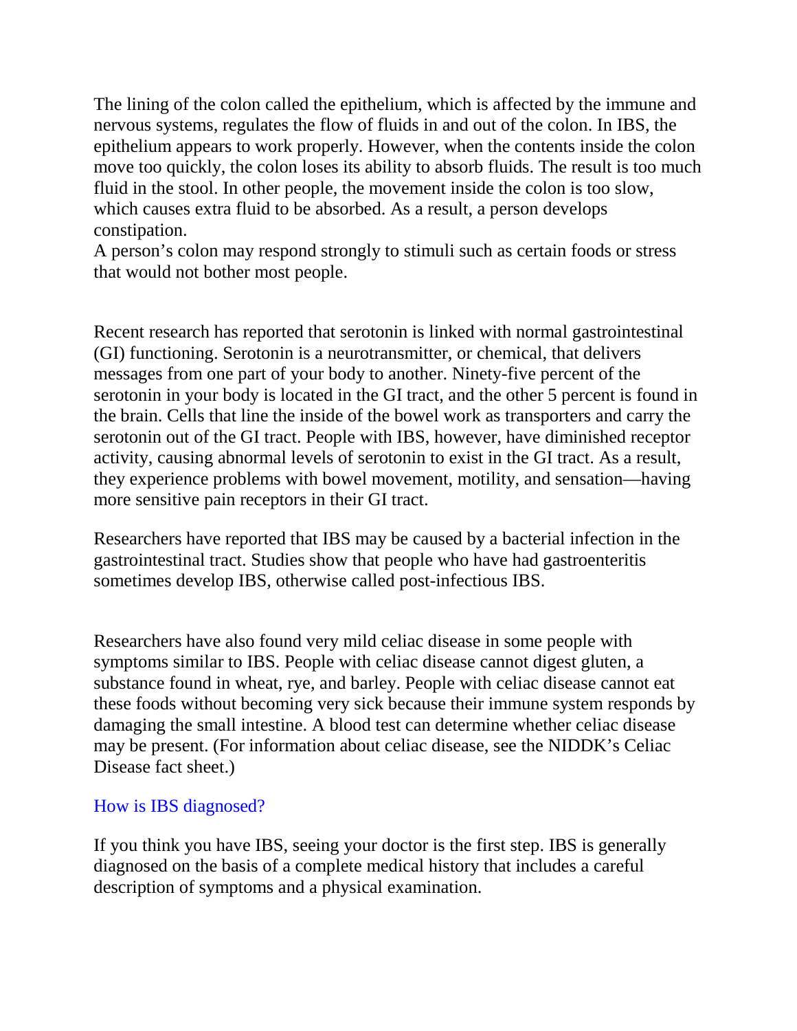The lining of the colon called the epithelium, which is affected by the immune and nervous systems, regulates the flow of fluids in and out of the colon. In IBS, the epithelium appears to work properly. However, when the contents inside the colon move too quickly, the colon loses its ability to absorb fluids. The result is too much fluid in the stool. In other people, the movement inside the colon is too slow, which causes extra fluid to be absorbed. As a result, a person develops constipation.
A person's colon may respond strongly to stimuli such as certain foods or stress that would not bother most people.

Recent research has reported that serotonin is linked with normal gastrointestinal (GI) functioning. Serotonin is a neurotransmitter, or chemical, that delivers messages from one part of your body to another. Ninety-five percent of the serotonin in your body is located in the GI tract, and the other 5 percent is found in the brain. Cells that line the inside of the bowel work as transporters and carry the serotonin out of the GI tract. People with IBS, however, have diminished receptor activity, causing abnormal levels of serotonin to exist in the GI tract. As a result, they experience problems with bowel movement, motility, and sensation—having more sensitive pain receptors in their GI tract.

Researchers have reported that IBS may be caused by a bacterial infection in the gastrointestinal tract. Studies show that people who have had gastroenteritis sometimes develop IBS, otherwise called post-infectious IBS.

Researchers have also found very mild celiac disease in some people with symptoms similar to IBS. People with celiac disease cannot digest gluten, a substance found in wheat, rye, and barley. People with celiac disease cannot eat these foods without becoming very sick because their immune system responds by damaging the small intestine. A blood test can determine whether celiac disease may be present. (For information about celiac disease, see the NIDDK's Celiac Disease fact sheet.)

## How is IBS diagnosed?

If you think you have IBS, seeing your doctor is the first step. IBS is generally diagnosed on the basis of a complete medical history that includes a careful description of symptoms and a physical examination.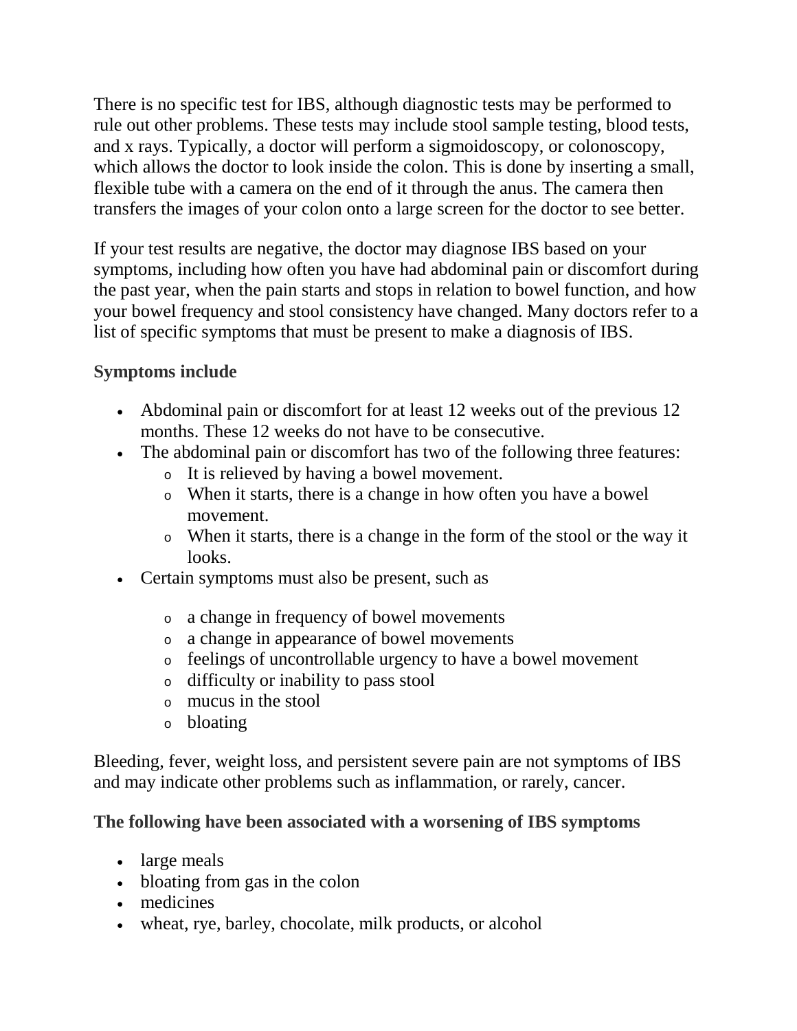There is no specific test for IBS, although diagnostic tests may be performed to rule out other problems. These tests may include stool sample testing, blood tests, and x rays. Typically, a doctor will perform a sigmoidoscopy, or colonoscopy, which allows the doctor to look inside the colon. This is done by inserting a small, flexible tube with a camera on the end of it through the anus. The camera then transfers the images of your colon onto a large screen for the doctor to see better.

If your test results are negative, the doctor may diagnose IBS based on your symptoms, including how often you have had abdominal pain or discomfort during the past year, when the pain starts and stops in relation to bowel function, and how your bowel frequency and stool consistency have changed. Many doctors refer to a list of specific symptoms that must be present to make a diagnosis of IBS.

### Symptoms include

- Abdominal pain or discomfort for at least 12 weeks out of the previous 12 months. These 12 weeks do not have to be consecutive.
- The abdominal pain or discomfort has two of the following three features:
  - It is relieved by having a bowel movement.
  - When it starts, there is a change in how often you have a bowel movement.
  - When it starts, there is a change in the form of the stool or the way it looks.
- Certain symptoms must also be present, such as
  - a change in frequency of bowel movements
  - a change in appearance of bowel movements
  - feelings of uncontrollable urgency to have a bowel movement
  - difficulty or inability to pass stool
  - mucus in the stool
  - bloating

Bleeding, fever, weight loss, and persistent severe pain are not symptoms of IBS and may indicate other problems such as inflammation, or rarely, cancer.

### The following have been associated with a worsening of IBS symptoms

- large meals
- bloating from gas in the colon
- medicines
- wheat, rye, barley, chocolate, milk products, or alcohol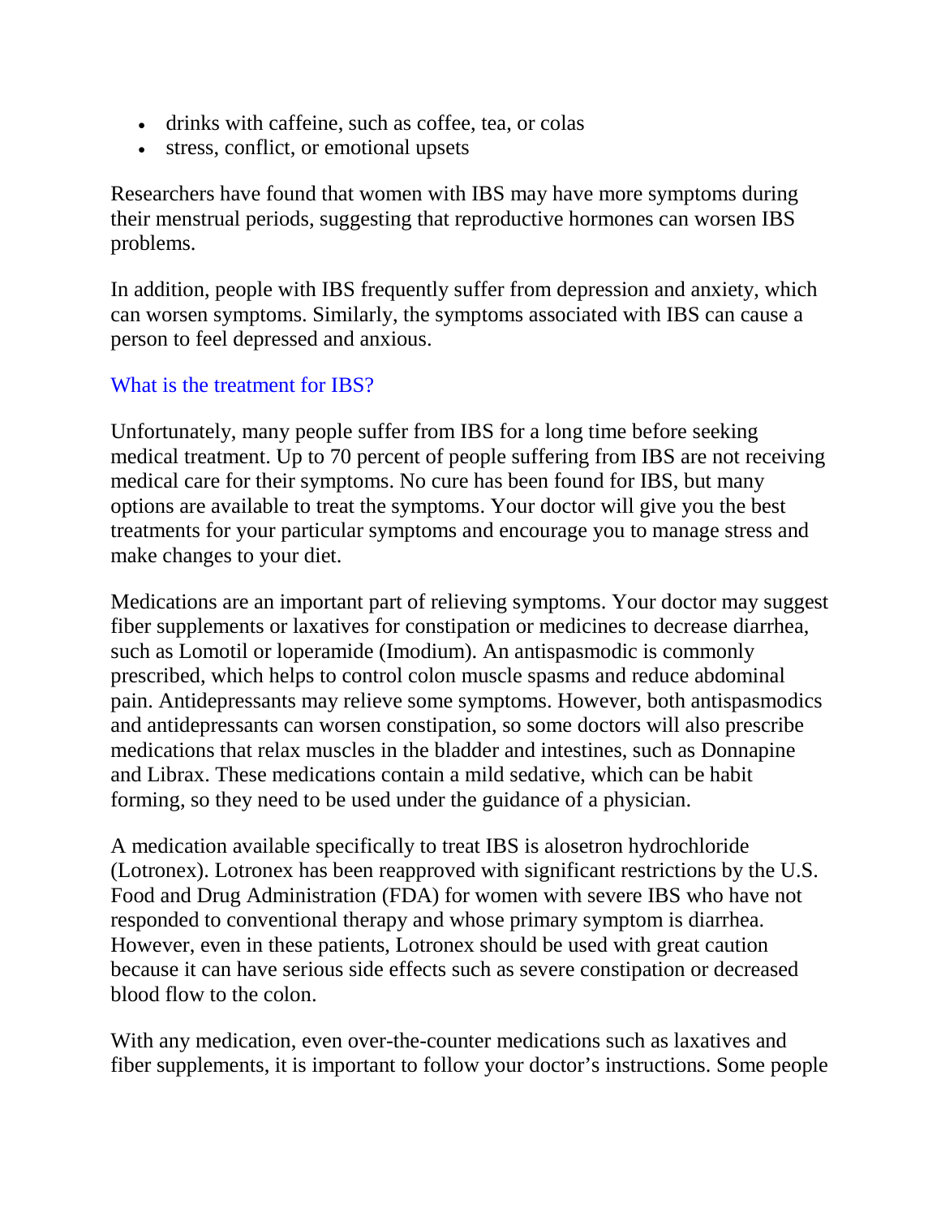- drinks with caffeine, such as coffee, tea, or colas
- stress, conflict, or emotional upsets

Researchers have found that women with IBS may have more symptoms during their menstrual periods, suggesting that reproductive hormones can worsen IBS problems.

In addition, people with IBS frequently suffer from depression and anxiety, which can worsen symptoms. Similarly, the symptoms associated with IBS can cause a person to feel depressed and anxious.

## What is the treatment for IBS?

Unfortunately, many people suffer from IBS for a long time before seeking medical treatment. Up to 70 percent of people suffering from IBS are not receiving medical care for their symptoms. No cure has been found for IBS, but many options are available to treat the symptoms. Your doctor will give you the best treatments for your particular symptoms and encourage you to manage stress and make changes to your diet.

Medications are an important part of relieving symptoms. Your doctor may suggest fiber supplements or laxatives for constipation or medicines to decrease diarrhea, such as Lomotil or loperamide (Imodium). An antispasmodic is commonly prescribed, which helps to control colon muscle spasms and reduce abdominal pain. Antidepressants may relieve some symptoms. However, both antispasmodics and antidepressants can worsen constipation, so some doctors will also prescribe medications that relax muscles in the bladder and intestines, such as Donnapine and Librax. These medications contain a mild sedative, which can be habit forming, so they need to be used under the guidance of a physician.

A medication available specifically to treat IBS is alosetron hydrochloride (Lotronex). Lotronex has been reapproved with significant restrictions by the U.S. Food and Drug Administration (FDA) for women with severe IBS who have not responded to conventional therapy and whose primary symptom is diarrhea. However, even in these patients, Lotronex should be used with great caution because it can have serious side effects such as severe constipation or decreased blood flow to the colon.

With any medication, even over-the-counter medications such as laxatives and fiber supplements, it is important to follow your doctor's instructions. Some people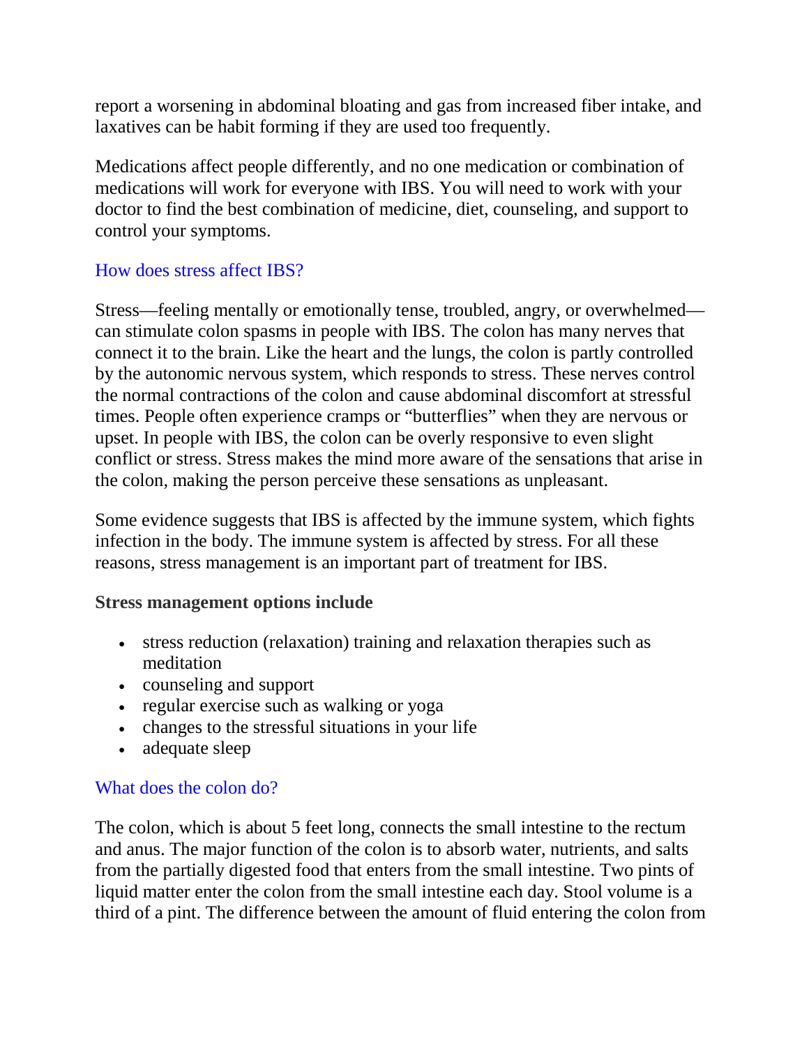report a worsening in abdominal bloating and gas from increased fiber intake, and laxatives can be habit forming if they are used too frequently.

Medications affect people differently, and no one medication or combination of medications will work for everyone with IBS. You will need to work with your doctor to find the best combination of medicine, diet, counseling, and support to control your symptoms.

## How does stress affect IBS?

Stress—feeling mentally or emotionally tense, troubled, angry, or overwhelmed—can stimulate colon spasms in people with IBS. The colon has many nerves that connect it to the brain. Like the heart and the lungs, the colon is partly controlled by the autonomic nervous system, which responds to stress. These nerves control the normal contractions of the colon and cause abdominal discomfort at stressful times. People often experience cramps or "butterflies" when they are nervous or upset. In people with IBS, the colon can be overly responsive to even slight conflict or stress. Stress makes the mind more aware of the sensations that arise in the colon, making the person perceive these sensations as unpleasant.

Some evidence suggests that IBS is affected by the immune system, which fights infection in the body. The immune system is affected by stress. For all these reasons, stress management is an important part of treatment for IBS.

**Stress management options include**

- stress reduction (relaxation) training and relaxation therapies such as meditation
- counseling and support
- regular exercise such as walking or yoga
- changes to the stressful situations in your life
- adequate sleep

## What does the colon do?

The colon, which is about 5 feet long, connects the small intestine to the rectum and anus. The major function of the colon is to absorb water, nutrients, and salts from the partially digested food that enters from the small intestine. Two pints of liquid matter enter the colon from the small intestine each day. Stool volume is a third of a pint. The difference between the amount of fluid entering the colon from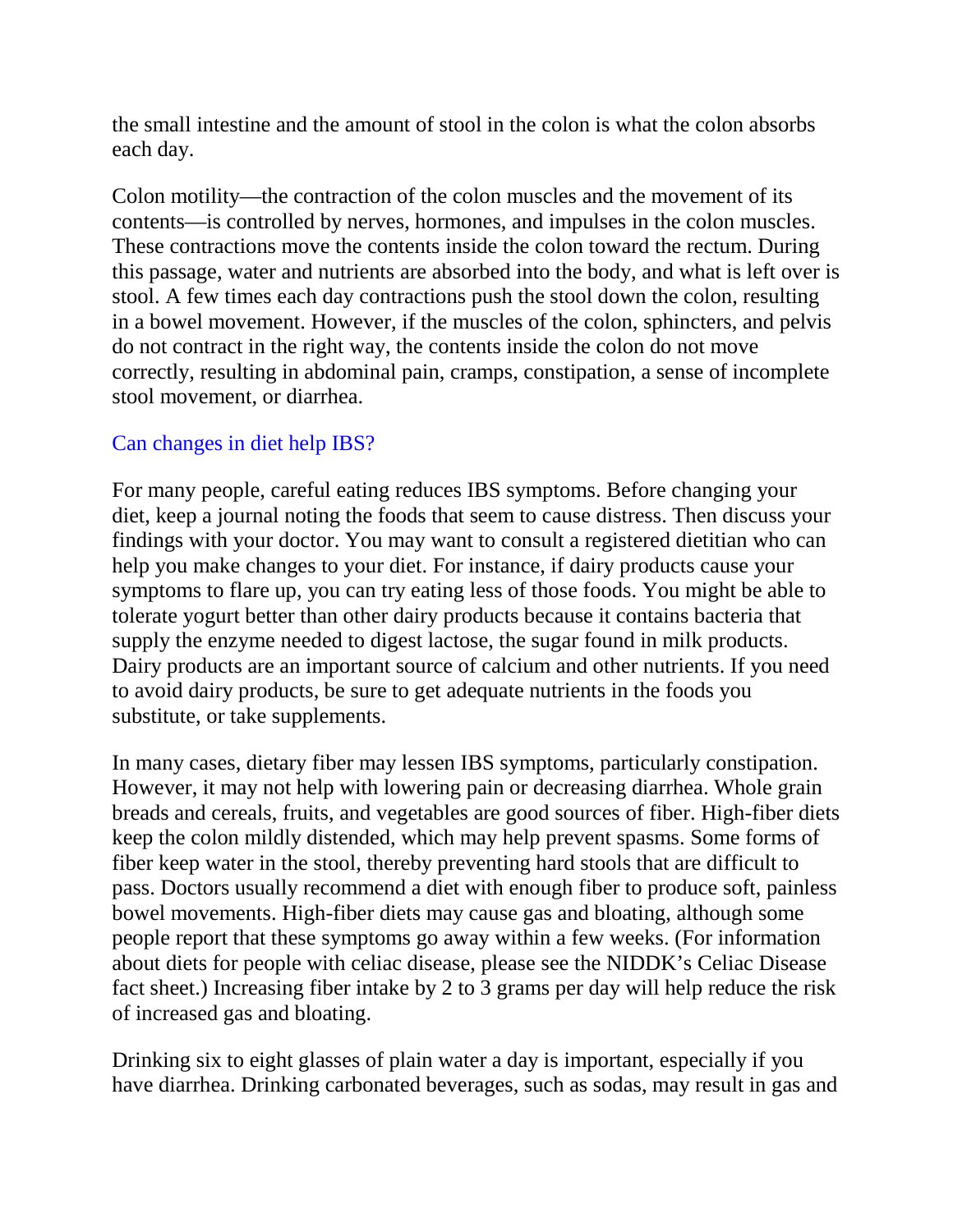the small intestine and the amount of stool in the colon is what the colon absorbs each day.

Colon motility—the contraction of the colon muscles and the movement of its contents—is controlled by nerves, hormones, and impulses in the colon muscles. These contractions move the contents inside the colon toward the rectum. During this passage, water and nutrients are absorbed into the body, and what is left over is stool. A few times each day contractions push the stool down the colon, resulting in a bowel movement. However, if the muscles of the colon, sphincters, and pelvis do not contract in the right way, the contents inside the colon do not move correctly, resulting in abdominal pain, cramps, constipation, a sense of incomplete stool movement, or diarrhea.

## Can changes in diet help IBS?

For many people, careful eating reduces IBS symptoms. Before changing your diet, keep a journal noting the foods that seem to cause distress. Then discuss your findings with your doctor. You may want to consult a registered dietitian who can help you make changes to your diet. For instance, if dairy products cause your symptoms to flare up, you can try eating less of those foods. You might be able to tolerate yogurt better than other dairy products because it contains bacteria that supply the enzyme needed to digest lactose, the sugar found in milk products. Dairy products are an important source of calcium and other nutrients. If you need to avoid dairy products, be sure to get adequate nutrients in the foods you substitute, or take supplements.

In many cases, dietary fiber may lessen IBS symptoms, particularly constipation. However, it may not help with lowering pain or decreasing diarrhea. Whole grain breads and cereals, fruits, and vegetables are good sources of fiber. High-fiber diets keep the colon mildly distended, which may help prevent spasms. Some forms of fiber keep water in the stool, thereby preventing hard stools that are difficult to pass. Doctors usually recommend a diet with enough fiber to produce soft, painless bowel movements. High-fiber diets may cause gas and bloating, although some people report that these symptoms go away within a few weeks. (For information about diets for people with celiac disease, please see the NIDDK's Celiac Disease fact sheet.) Increasing fiber intake by 2 to 3 grams per day will help reduce the risk of increased gas and bloating.

Drinking six to eight glasses of plain water a day is important, especially if you have diarrhea. Drinking carbonated beverages, such as sodas, may result in gas and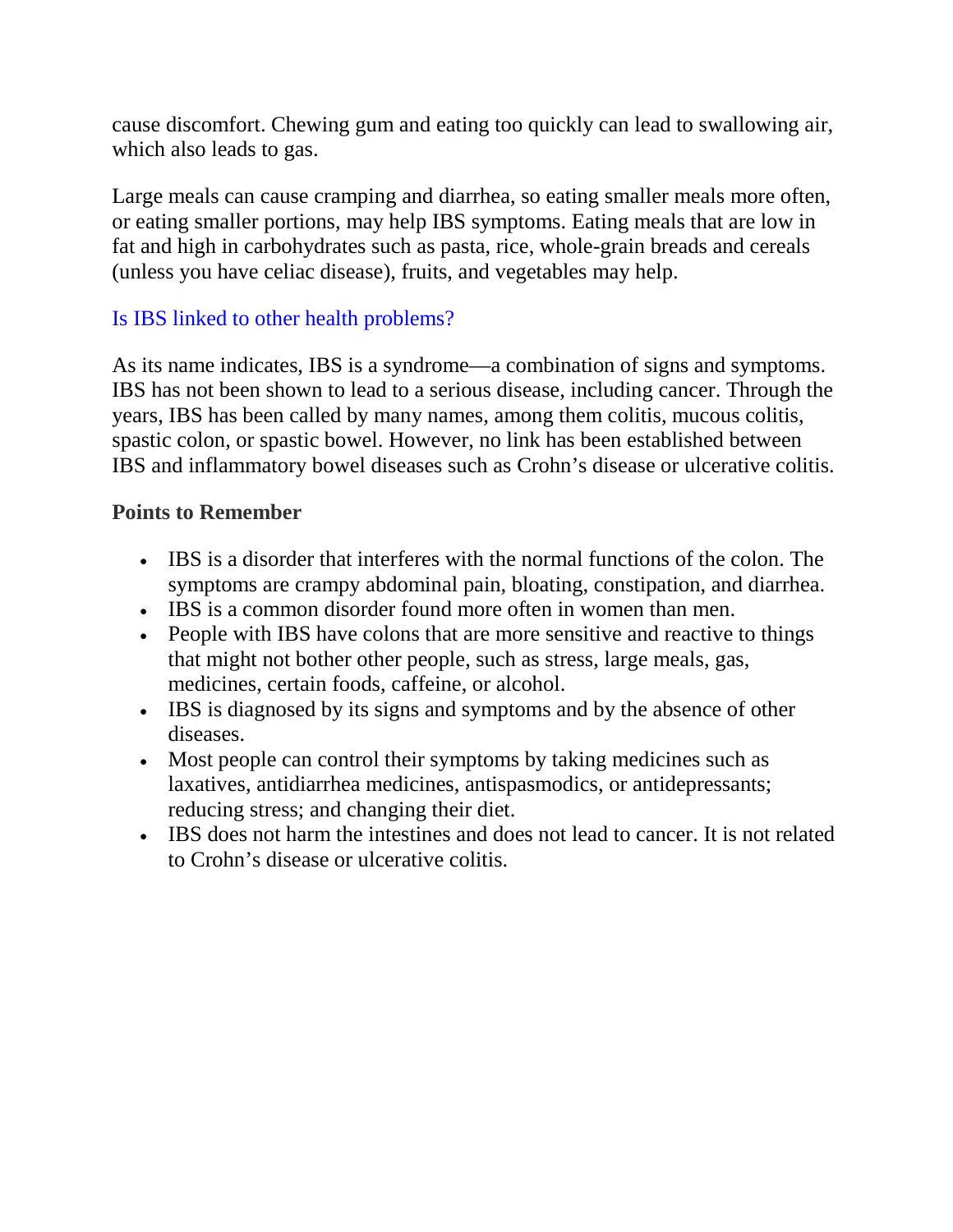cause discomfort. Chewing gum and eating too quickly can lead to swallowing air, which also leads to gas.

Large meals can cause cramping and diarrhea, so eating smaller meals more often, or eating smaller portions, may help IBS symptoms. Eating meals that are low in fat and high in carbohydrates such as pasta, rice, whole-grain breads and cereals (unless you have celiac disease), fruits, and vegetables may help.

## Is IBS linked to other health problems?

As its name indicates, IBS is a syndrome—a combination of signs and symptoms. IBS has not been shown to lead to a serious disease, including cancer. Through the years, IBS has been called by many names, among them colitis, mucous colitis, spastic colon, or spastic bowel. However, no link has been established between IBS and inflammatory bowel diseases such as Crohn's disease or ulcerative colitis.

**Points to Remember**

- IBS is a disorder that interferes with the normal functions of the colon. The symptoms are crampy abdominal pain, bloating, constipation, and diarrhea.
- IBS is a common disorder found more often in women than men.
- People with IBS have colons that are more sensitive and reactive to things that might not bother other people, such as stress, large meals, gas, medicines, certain foods, caffeine, or alcohol.
- IBS is diagnosed by its signs and symptoms and by the absence of other diseases.
- Most people can control their symptoms by taking medicines such as laxatives, antidiarrhea medicines, antispasmodics, or antidepressants; reducing stress; and changing their diet.
- IBS does not harm the intestines and does not lead to cancer. It is not related to Crohn's disease or ulcerative colitis.